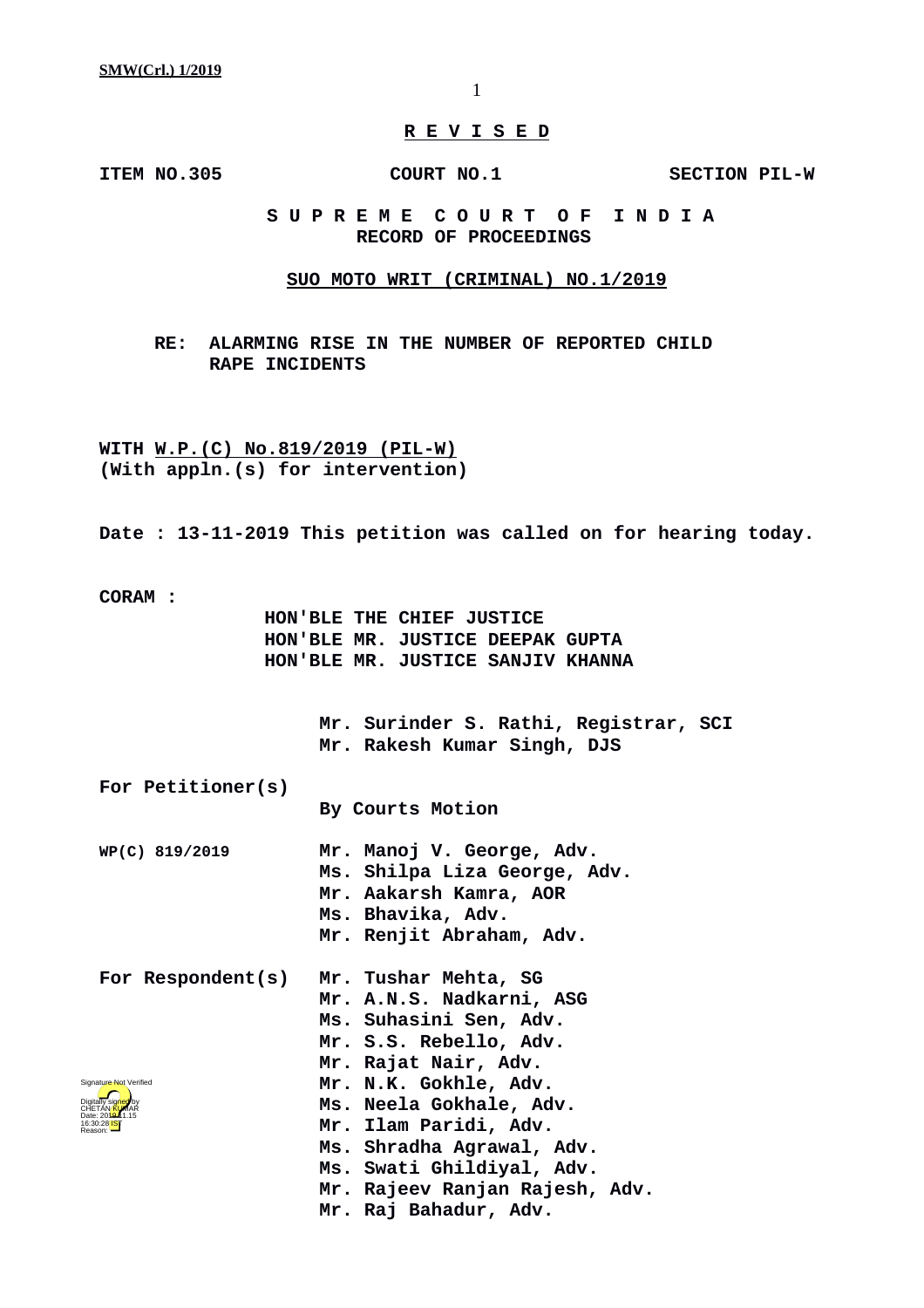**R E V I S E D**

**ITEM NO.305 COURT NO.1 SECTION PIL-W**

**S U P R E M E C O U R T O F I N D I A**
**RECORD OF PROCEEDINGS**

**SUO MOTO WRIT (CRIMINAL) NO.1/2019**

**RE: ALARMING RISE IN THE NUMBER OF REPORTED CHILD RAPE INCIDENTS**

**WITH W.P.(C) No.819/2019 (PIL-W)**
**(With appln.(s) for intervention)**

**Date : 13-11-2019 This petition was called on for hearing today.**

**CORAM :**
**HON'BLE THE CHIEF JUSTICE**
**HON'BLE MR. JUSTICE DEEPAK GUPTA**
**HON'BLE MR. JUSTICE SANJIV KHANNA**

**Mr. Surinder S. Rathi, Registrar, SCI**
**Mr. Rakesh Kumar Singh, DJS**

**For Petitioner(s)**
**By Courts Motion**

**WP(C) 819/2019**
**Mr. Manoj V. George, Adv.**
**Ms. Shilpa Liza George, Adv.**
**Mr. Aakarsh Kamra, AOR**
**Ms. Bhavika, Adv.**
**Mr. Renjit Abraham, Adv.**

**For Respondent(s)**
**Mr. Tushar Mehta, SG**
**Mr. A.N.S. Nadkarni, ASG**
**Ms. Suhasini Sen, Adv.**
**Mr. S.S. Rebello, Adv.**
**Mr. Rajat Nair, Adv.**
**Mr. N.K. Gokhle, Adv.**
**Ms. Neela Gokhale, Adv.**
**Mr. Ilam Paridi, Adv.**
**Ms. Shradha Agrawal, Adv.**
**Ms. Swati Ghildiyal, Adv.**
**Mr. Rajeev Ranjan Rajesh, Adv.**
**Mr. Raj Bahadur, Adv.**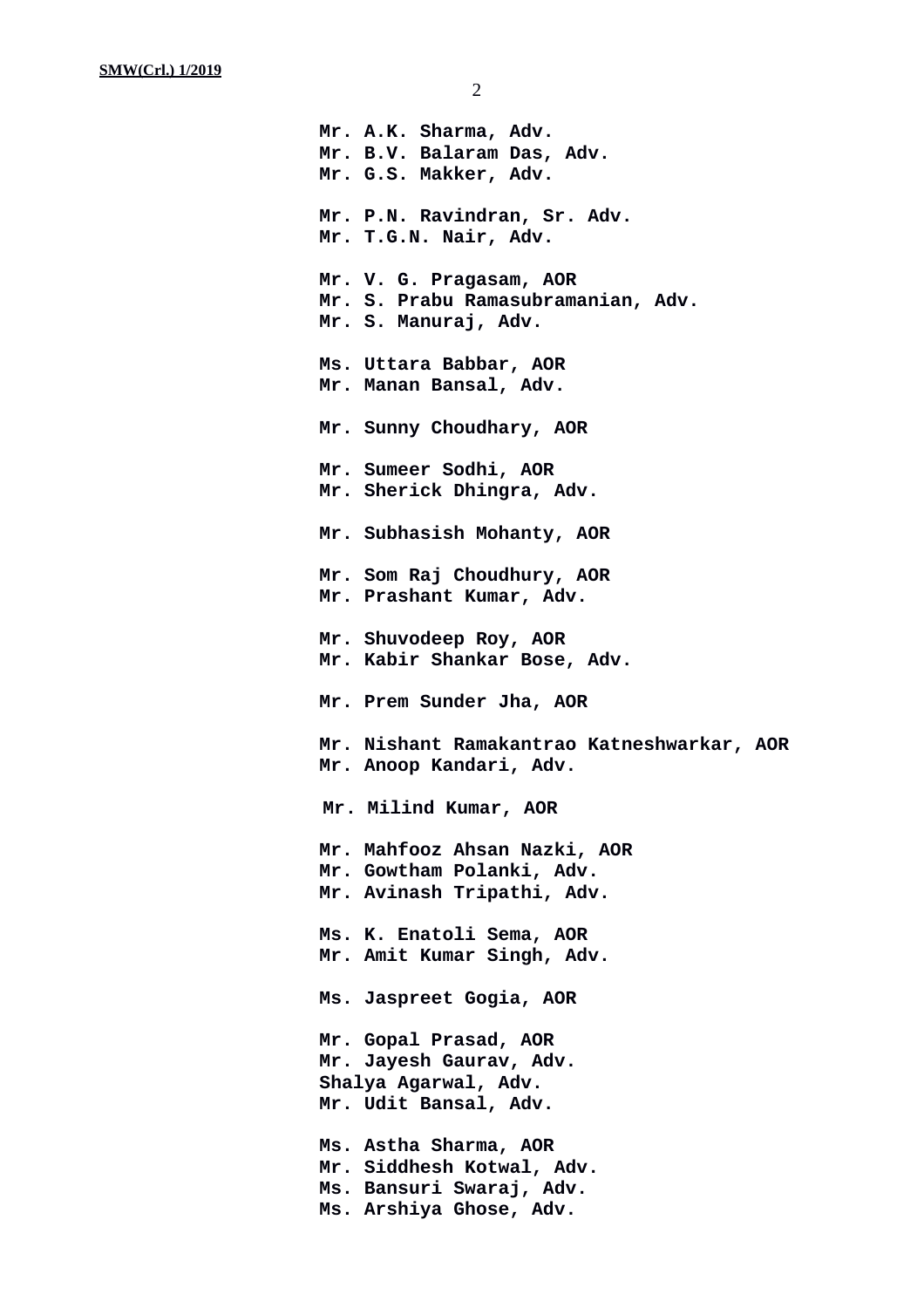**Mr. A.K. Sharma, Adv.**
**Mr. B.V. Balaram Das, Adv.**
**Mr. G.S. Makker, Adv.**

**Mr. P.N. Ravindran, Sr. Adv.**
**Mr. T.G.N. Nair, Adv.**

**Mr. V. G. Pragasam, AOR**
**Mr. S. Prabu Ramasubramanian, Adv.**
**Mr. S. Manuraj, Adv.**

**Ms. Uttara Babbar, AOR**
**Mr. Manan Bansal, Adv.**

**Mr. Sunny Choudhary, AOR**

**Mr. Sumeer Sodhi, AOR**
**Mr. Sherick Dhingra, Adv.**

**Mr. Subhasish Mohanty, AOR**

**Mr. Som Raj Choudhury, AOR**
**Mr. Prashant Kumar, Adv.**

**Mr. Shuvodeep Roy, AOR**
**Mr. Kabir Shankar Bose, Adv.**

**Mr. Prem Sunder Jha, AOR**

**Mr. Nishant Ramakantrao Katneshwarkar, AOR**
**Mr. Anoop Kandari, Adv.**

**Mr. Milind Kumar, AOR**

**Mr. Mahfooz Ahsan Nazki, AOR**
**Mr. Gowtham Polanki, Adv.**
**Mr. Avinash Tripathi, Adv.**

**Ms. K. Enatoli Sema, AOR**
**Mr. Amit Kumar Singh, Adv.**

**Ms. Jaspreet Gogia, AOR**

**Mr. Gopal Prasad, AOR**
**Mr. Jayesh Gaurav, Adv.**
**Shalya Agarwal, Adv.**
**Mr. Udit Bansal, Adv.**

**Ms. Astha Sharma, AOR**
**Mr. Siddhesh Kotwal, Adv.**
**Ms. Bansuri Swaraj, Adv.**
**Ms. Arshiya Ghose, Adv.**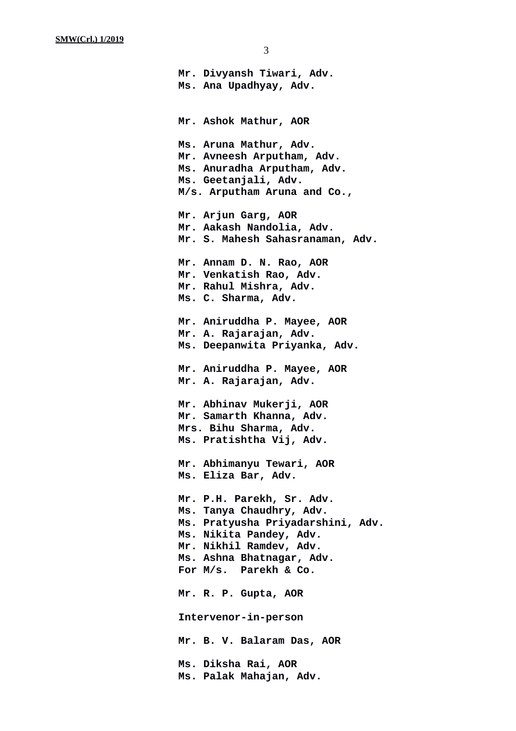**Mr. Divyansh Tiwari, Adv.**
**Ms. Ana Upadhyay, Adv.**

**Mr. Ashok Mathur, AOR**

**Ms. Aruna Mathur, Adv.**
**Mr. Avneesh Arputham, Adv.**
**Ms. Anuradha Arputham, Adv.**
**Ms. Geetanjali, Adv.**
**M/s. Arputham Aruna and Co.,**

**Mr. Arjun Garg, AOR**
**Mr. Aakash Nandolia, Adv.**
**Mr. S. Mahesh Sahasranaman, Adv.**

**Mr. Annam D. N. Rao, AOR**
**Mr. Venkatish Rao, Adv.**
**Mr. Rahul Mishra, Adv.**
**Ms. C. Sharma, Adv.**

**Mr. Aniruddha P. Mayee, AOR**
**Mr. A. Rajarajan, Adv.**
**Ms. Deepanwita Priyanka, Adv.**

**Mr. Aniruddha P. Mayee, AOR**
**Mr. A. Rajarajan, Adv.**

**Mr. Abhinav Mukerji, AOR**
**Mr. Samarth Khanna, Adv.**
**Mrs. Bihu Sharma, Adv.**
**Ms. Pratishtha Vij, Adv.**

**Mr. Abhimanyu Tewari, AOR**
**Ms. Eliza Bar, Adv.**

**Mr. P.H. Parekh, Sr. Adv.**
**Ms. Tanya Chaudhry, Adv.**
**Ms. Pratyusha Priyadarshini, Adv.**
**Ms. Nikita Pandey, Adv.**
**Mr. Nikhil Ramdev, Adv.**
**Ms. Ashna Bhatnagar, Adv.**
**For M/s. Parekh & Co.**

**Mr. R. P. Gupta, AOR**

**Intervenor-in-person**

**Mr. B. V. Balaram Das, AOR**

**Ms. Diksha Rai, AOR**
**Ms. Palak Mahajan, Adv.**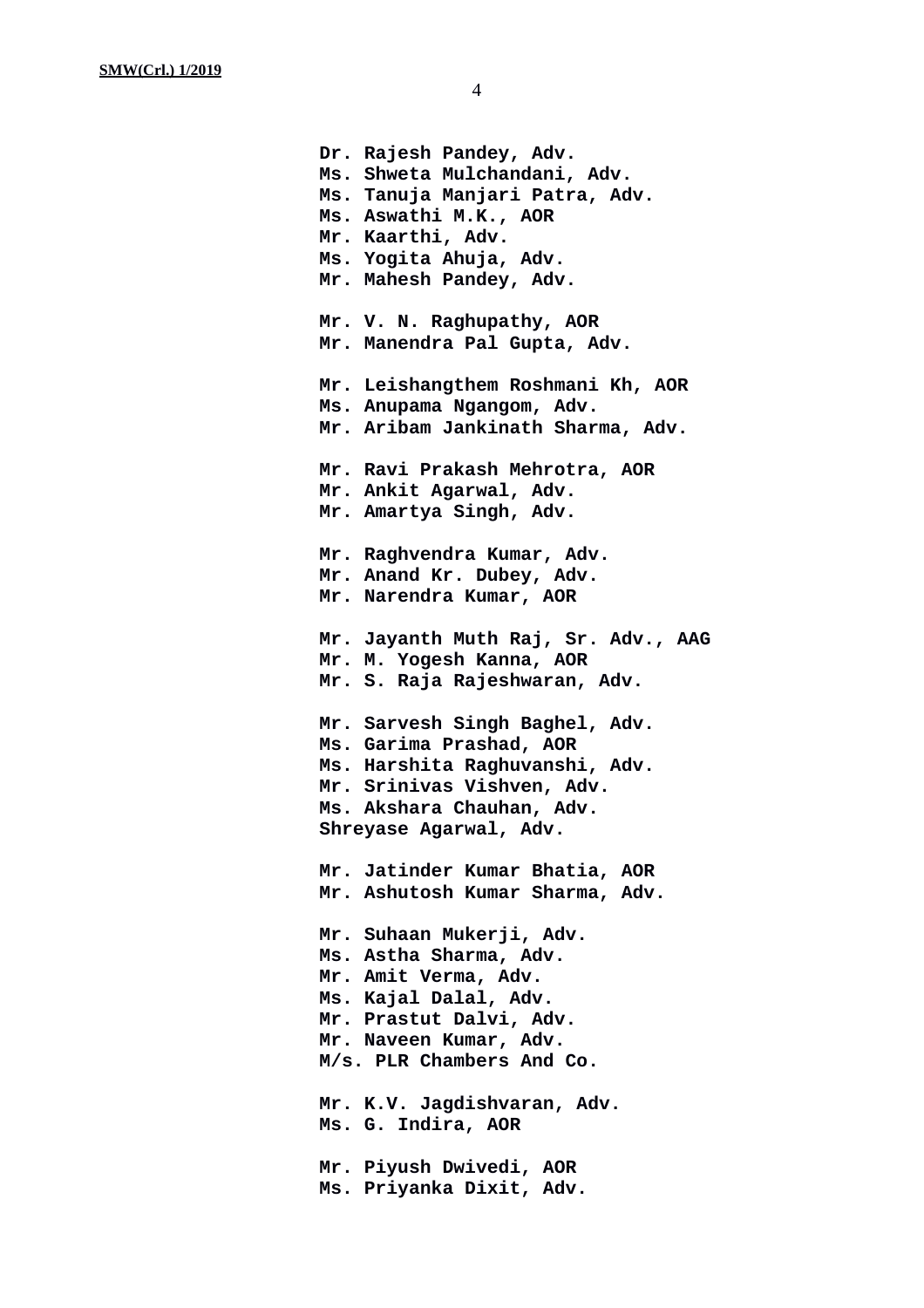**Dr. Rajesh Pandey, Adv.**
**Ms. Shweta Mulchandani, Adv.**
**Ms. Tanuja Manjari Patra, Adv.**
**Ms. Aswathi M.K., AOR**
**Mr. Kaarthi, Adv.**
**Ms. Yogita Ahuja, Adv.**
**Mr. Mahesh Pandey, Adv.**

**Mr. V. N. Raghupathy, AOR**
**Mr. Manendra Pal Gupta, Adv.**

**Mr. Leishangthem Roshmani Kh, AOR**
**Ms. Anupama Ngangom, Adv.**
**Mr. Aribam Jankinath Sharma, Adv.**

**Mr. Ravi Prakash Mehrotra, AOR**
**Mr. Ankit Agarwal, Adv.**
**Mr. Amartya Singh, Adv.**

**Mr. Raghvendra Kumar, Adv.**
**Mr. Anand Kr. Dubey, Adv.**
**Mr. Narendra Kumar, AOR**

**Mr. Jayanth Muth Raj, Sr. Adv., AAG**
**Mr. M. Yogesh Kanna, AOR**
**Mr. S. Raja Rajeshwaran, Adv.**

**Mr. Sarvesh Singh Baghel, Adv.**
**Ms. Garima Prashad, AOR**
**Ms. Harshita Raghuvanshi, Adv.**
**Mr. Srinivas Vishven, Adv.**
**Ms. Akshara Chauhan, Adv.**
**Shreyase Agarwal, Adv.**

**Mr. Jatinder Kumar Bhatia, AOR**
**Mr. Ashutosh Kumar Sharma, Adv.**

**Mr. Suhaan Mukerji, Adv.**
**Ms. Astha Sharma, Adv.**
**Mr. Amit Verma, Adv.**
**Ms. Kajal Dalal, Adv.**
**Mr. Prastut Dalvi, Adv.**
**Mr. Naveen Kumar, Adv.**
**M/s. PLR Chambers And Co.**

**Mr. K.V. Jagdishvaran, Adv.**
**Ms. G. Indira, AOR**

**Mr. Piyush Dwivedi, AOR**
**Ms. Priyanka Dixit, Adv.**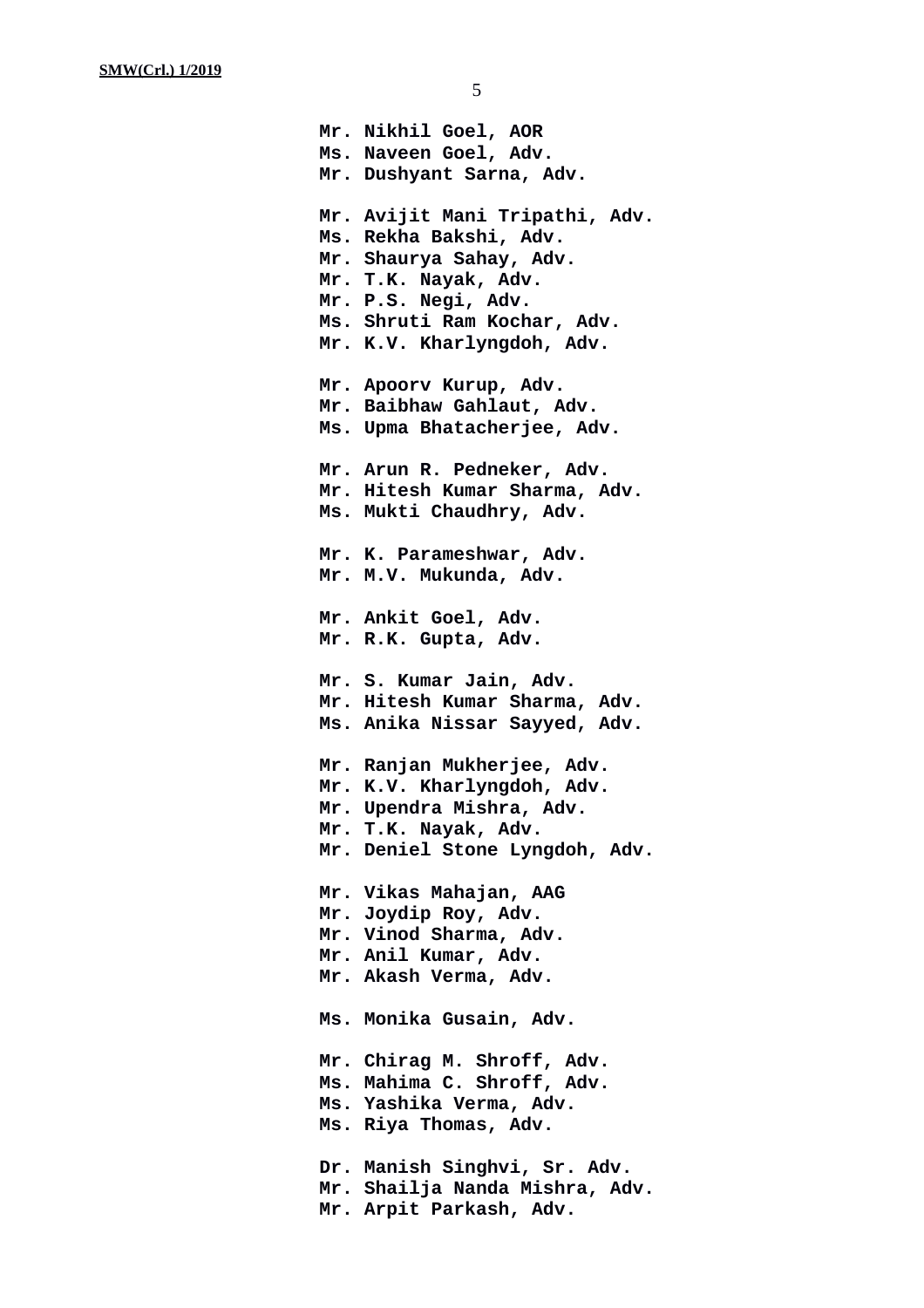**Mr. Nikhil Goel, AOR**
**Ms. Naveen Goel, Adv.**
**Mr. Dushyant Sarna, Adv.**

**Mr. Avijit Mani Tripathi, Adv.**
**Ms. Rekha Bakshi, Adv.**
**Mr. Shaurya Sahay, Adv.**
**Mr. T.K. Nayak, Adv.**
**Mr. P.S. Negi, Adv.**
**Ms. Shruti Ram Kochar, Adv.**
**Mr. K.V. Kharlyngdoh, Adv.**

**Mr. Apoorv Kurup, Adv.**
**Mr. Baibhaw Gahlaut, Adv.**
**Ms. Upma Bhatacherjee, Adv.**

**Mr. Arun R. Pedneker, Adv.**
**Mr. Hitesh Kumar Sharma, Adv.**
**Ms. Mukti Chaudhry, Adv.**

**Mr. K. Parameshwar, Adv.**
**Mr. M.V. Mukunda, Adv.**

**Mr. Ankit Goel, Adv.**
**Mr. R.K. Gupta, Adv.**

**Mr. S. Kumar Jain, Adv.**
**Mr. Hitesh Kumar Sharma, Adv.**
**Ms. Anika Nissar Sayyed, Adv.**

**Mr. Ranjan Mukherjee, Adv.**
**Mr. K.V. Kharlyngdoh, Adv.**
**Mr. Upendra Mishra, Adv.**
**Mr. T.K. Nayak, Adv.**
**Mr. Deniel Stone Lyngdoh, Adv.**

**Mr. Vikas Mahajan, AAG**
**Mr. Joydip Roy, Adv.**
**Mr. Vinod Sharma, Adv.**
**Mr. Anil Kumar, Adv.**
**Mr. Akash Verma, Adv.**

**Ms. Monika Gusain, Adv.**

**Mr. Chirag M. Shroff, Adv.**
**Ms. Mahima C. Shroff, Adv.**
**Ms. Yashika Verma, Adv.**
**Ms. Riya Thomas, Adv.**

**Dr. Manish Singhvi, Sr. Adv.**
**Mr. Shailja Nanda Mishra, Adv.**
**Mr. Arpit Parkash, Adv.**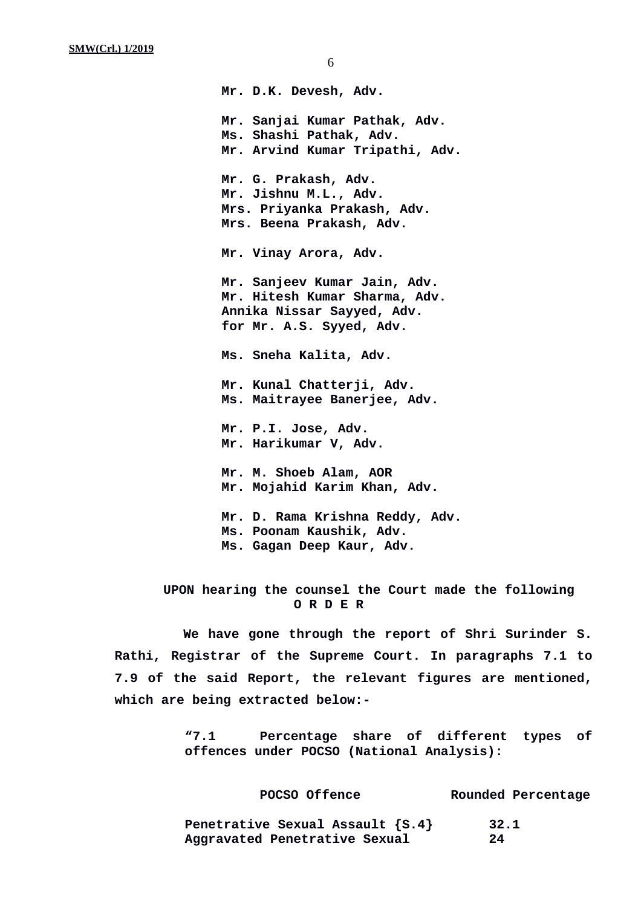**Mr. D.K. Devesh, Adv.**

**Mr. Sanjai Kumar Pathak, Adv.**
**Ms. Shashi Pathak, Adv.**
**Mr. Arvind Kumar Tripathi, Adv.**

**Mr. G. Prakash, Adv.**
**Mr. Jishnu M.L., Adv.**
**Mrs. Priyanka Prakash, Adv.**
**Mrs. Beena Prakash, Adv.**

**Mr. Vinay Arora, Adv.**

**Mr. Sanjeev Kumar Jain, Adv.**
**Mr. Hitesh Kumar Sharma, Adv.**
**Annika Nissar Sayyed, Adv.**
**for Mr. A.S. Syyed, Adv.**

**Ms. Sneha Kalita, Adv.**

**Mr. Kunal Chatterji, Adv.**
**Ms. Maitrayee Banerjee, Adv.**

**Mr. P.I. Jose, Adv.**
**Mr. Harikumar V, Adv.**

**Mr. M. Shoeb Alam, AOR**
**Mr. Mojahid Karim Khan, Adv.**

**Mr. D. Rama Krishna Reddy, Adv.**
**Ms. Poonam Kaushik, Adv.**
**Ms. Gagan Deep Kaur, Adv.**

**UPON hearing the counsel the Court made the following**

**O R D E R**

**We have gone through the report of Shri Surinder S. Rathi, Registrar of the Supreme Court. In paragraphs 7.1 to 7.9 of the said Report, the relevant figures are mentioned, which are being extracted below:-**

**"7.1 Percentage share of different types of offences under POCSO (National Analysis):**

| POCSO Offence | Rounded Percentage |
|---|---|
| Penetrative Sexual Assault {S.4} | 32.1 |
| Aggravated Penetrative Sexual | 24 |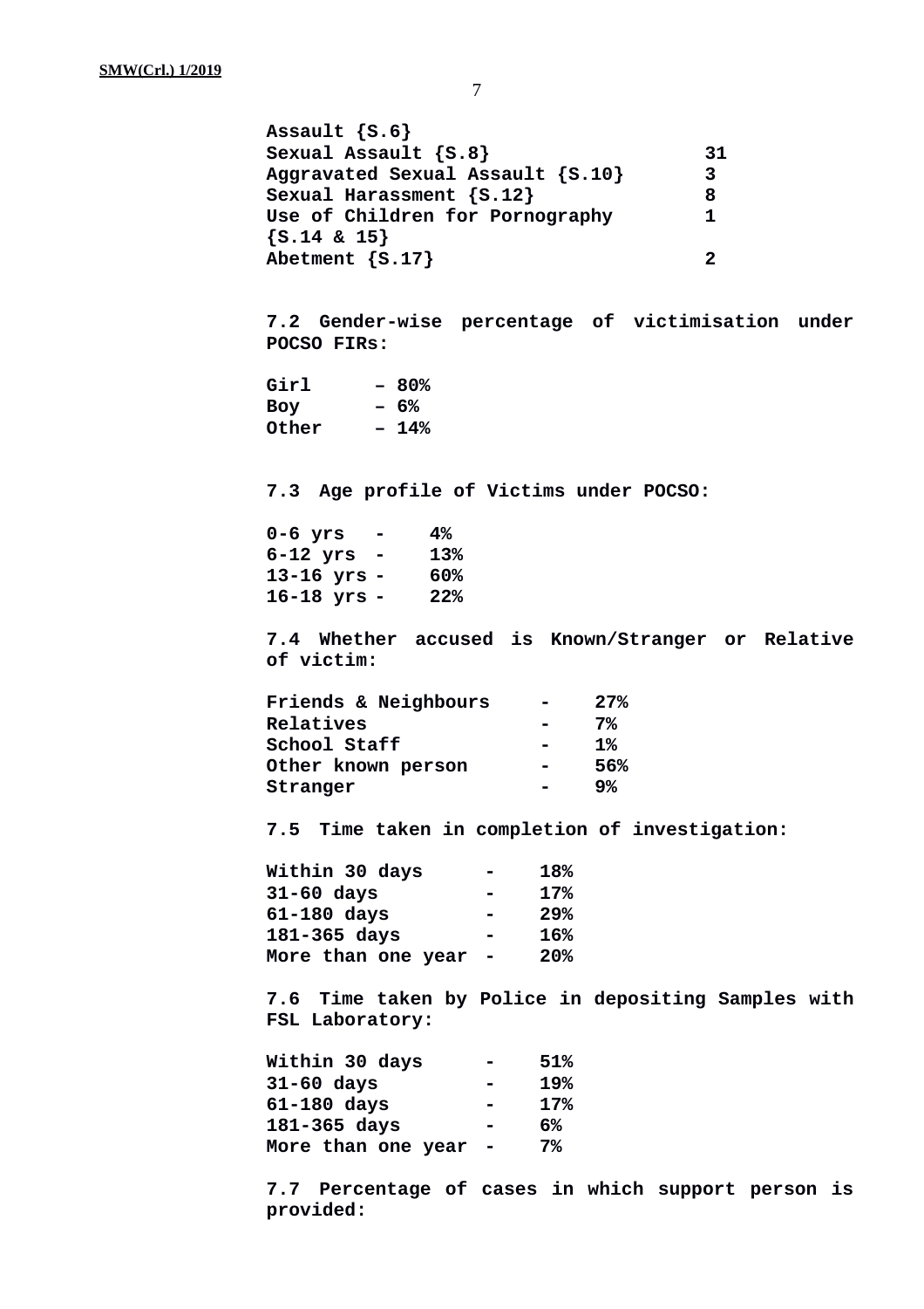| | |
|---|---|
| Assault {S.6} | |
| Sexual Assault {S.8} | 31 |
| Aggravated Sexual Assault {S.10} | 3 |
| Sexual Harassment {S.12} | 8 |
| Use of Children for Pornography {S.14 & 15} | 1 |
| Abetment {S.17} | 2 |

**7.2 Gender-wise percentage of victimisation under POCSO FIRs:**

**Girl – 80%**
**Boy – 6%**
**Other – 14%**

**7.3 Age profile of Victims under POCSO:**

**0-6 yrs - 4%**
**6-12 yrs - 13%**
**13-16 yrs - 60%**
**16-18 yrs - 22%**

**7.4 Whether accused is Known/Stranger or Relative of victim:**

**Friends & Neighbours - 27%**
**Relatives - 7%**
**School Staff - 1%**
**Other known person - 56%**
**Stranger - 9%**

**7.5 Time taken in completion of investigation:**

**Within 30 days - 18%**
**31-60 days - 17%**
**61-180 days - 29%**
**181-365 days - 16%**
**More than one year - 20%**

**7.6 Time taken by Police in depositing Samples with FSL Laboratory:**

**Within 30 days - 51%**
**31-60 days - 19%**
**61-180 days - 17%**
**181-365 days - 6%**
**More than one year - 7%**

**7.7 Percentage of cases in which support person is provided:**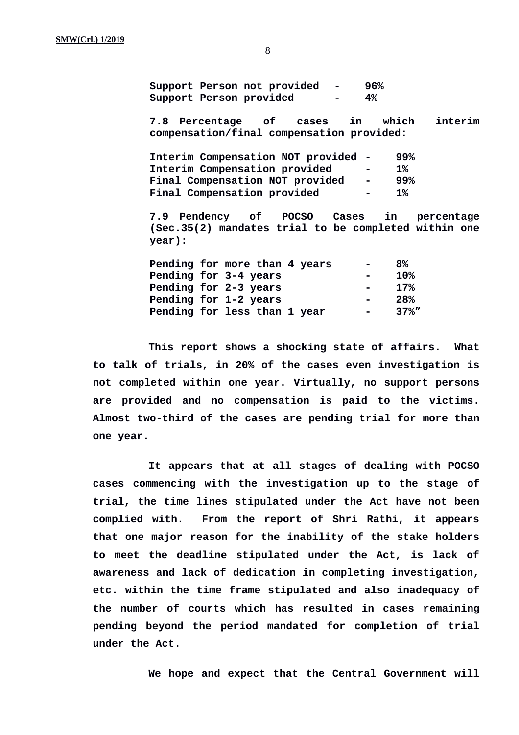**Support Person not provided - 96%**
**Support Person provided - 4%**

**7.8 Percentage of cases in which interim compensation/final compensation provided:**

**Interim Compensation NOT provided - 99%**
**Interim Compensation provided - 1%**
**Final Compensation NOT provided - 99%**
**Final Compensation provided - 1%**

**7.9 Pendency of POCSO Cases in percentage (Sec.35(2) mandates trial to be completed within one year):**

**Pending for more than 4 years - 8%**
**Pending for 3-4 years - 10%**
**Pending for 2-3 years - 17%**
**Pending for 1-2 years - 28%**
**Pending for less than 1 year - 37%"**

**This report shows a shocking state of affairs. What to talk of trials, in 20% of the cases even investigation is not completed within one year. Virtually, no support persons are provided and no compensation is paid to the victims. Almost two-third of the cases are pending trial for more than one year.**

**It appears that at all stages of dealing with POCSO cases commencing with the investigation up to the stage of trial, the time lines stipulated under the Act have not been complied with. From the report of Shri Rathi, it appears that one major reason for the inability of the stake holders to meet the deadline stipulated under the Act, is lack of awareness and lack of dedication in completing investigation, etc. within the time frame stipulated and also inadequacy of the number of courts which has resulted in cases remaining pending beyond the period mandated for completion of trial under the Act.**

**We hope and expect that the Central Government will**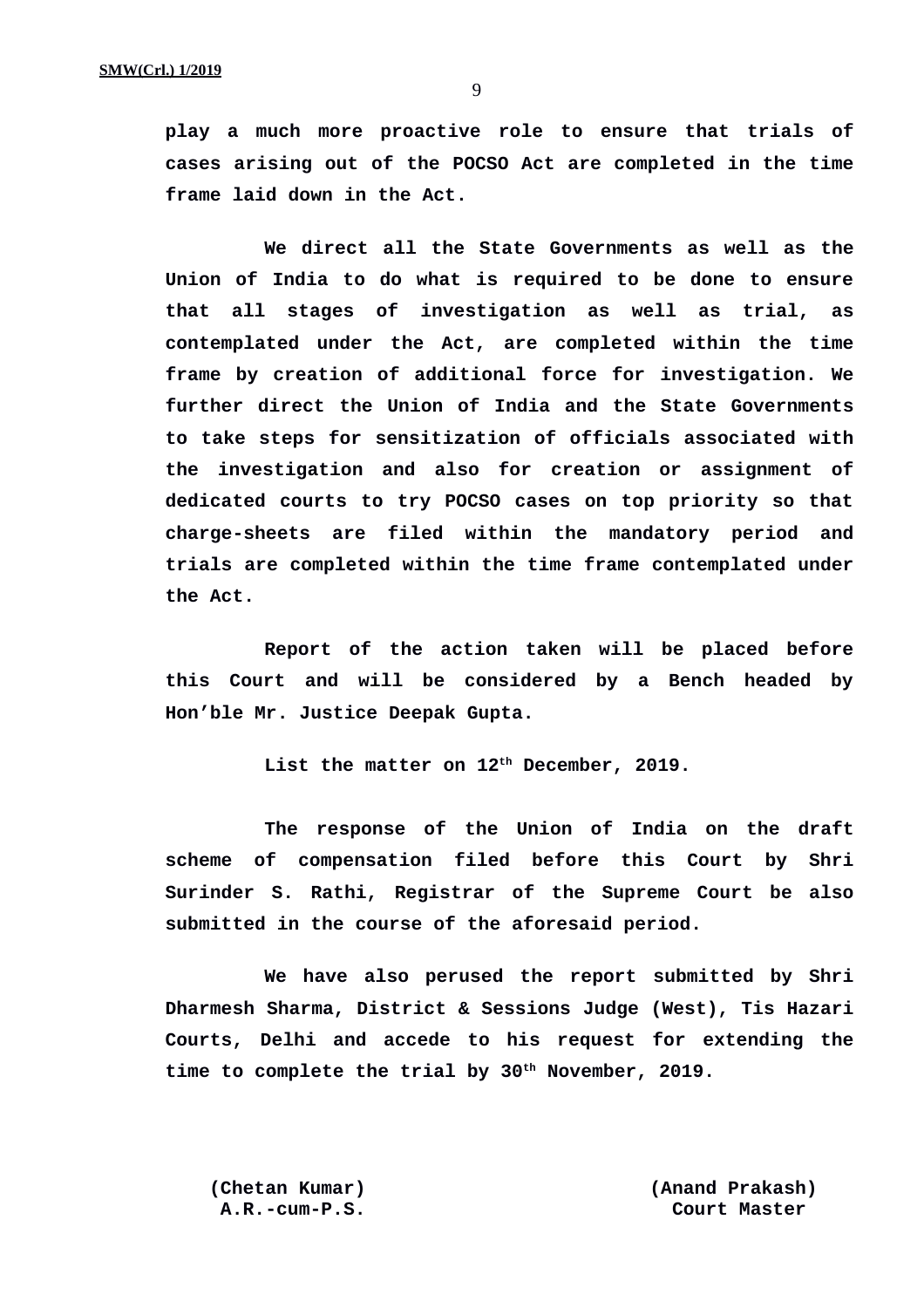**play a much more proactive role to ensure that trials of cases arising out of the POCSO Act are completed in the time frame laid down in the Act.**

**We direct all the State Governments as well as the Union of India to do what is required to be done to ensure that all stages of investigation as well as trial, as contemplated under the Act, are completed within the time frame by creation of additional force for investigation. We further direct the Union of India and the State Governments to take steps for sensitization of officials associated with the investigation and also for creation or assignment of dedicated courts to try POCSO cases on top priority so that charge-sheets are filed within the mandatory period and trials are completed within the time frame contemplated under the Act.**

**Report of the action taken will be placed before this Court and will be considered by a Bench headed by Hon'ble Mr. Justice Deepak Gupta.**

**List the matter on 12th December, 2019.**

**The response of the Union of India on the draft scheme of compensation filed before this Court by Shri Surinder S. Rathi, Registrar of the Supreme Court be also submitted in the course of the aforesaid period.**

**We have also perused the report submitted by Shri Dharmesh Sharma, District & Sessions Judge (West), Tis Hazari Courts, Delhi and accede to his request for extending the time to complete the trial by 30th November, 2019.**

**(Chetan Kumar)**
**A.R.-cum-P.S.**

**(Anand Prakash)**
**Court Master**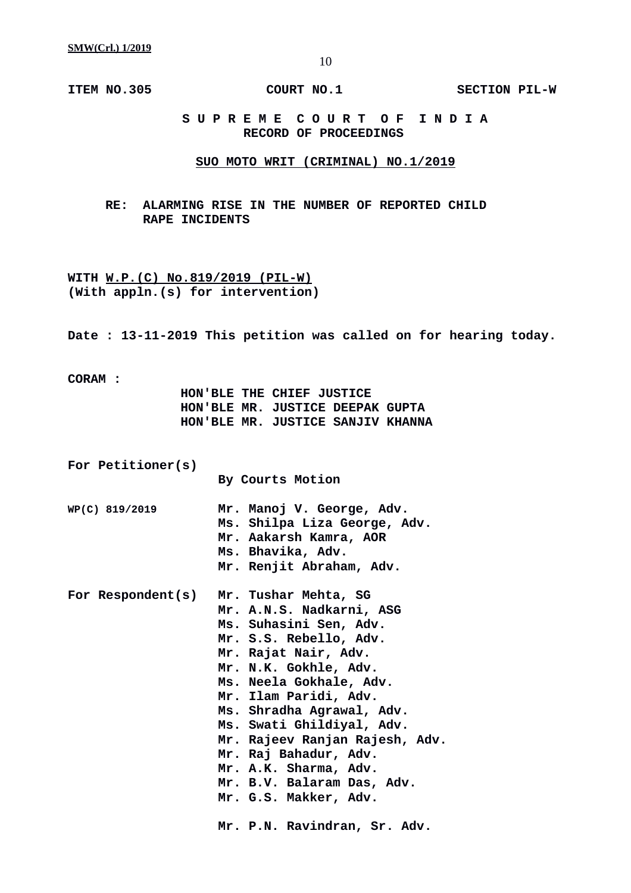**ITEM NO.305 COURT NO.1 SECTION PIL-W**

**S U P R E M E C O U R T O F I N D I A**
**RECORD OF PROCEEDINGS**

**SUO MOTO WRIT (CRIMINAL) NO.1/2019**

**RE: ALARMING RISE IN THE NUMBER OF REPORTED CHILD RAPE INCIDENTS**

**WITH W.P.(C) No.819/2019 (PIL-W)**
**(With appln.(s) for intervention)**

**Date : 13-11-2019 This petition was called on for hearing today.**

**CORAM :**

**HON'BLE THE CHIEF JUSTICE**
**HON'BLE MR. JUSTICE DEEPAK GUPTA**
**HON'BLE MR. JUSTICE SANJIV KHANNA**

**For Petitioner(s)**
**By Courts Motion**

**WP(C) 819/2019**
**Mr. Manoj V. George, Adv.**
**Ms. Shilpa Liza George, Adv.**
**Mr. Aakarsh Kamra, AOR**
**Ms. Bhavika, Adv.**
**Mr. Renjit Abraham, Adv.**

**For Respondent(s)**
**Mr. Tushar Mehta, SG**
**Mr. A.N.S. Nadkarni, ASG**
**Ms. Suhasini Sen, Adv.**
**Mr. S.S. Rebello, Adv.**
**Mr. Rajat Nair, Adv.**
**Mr. N.K. Gokhle, Adv.**
**Ms. Neela Gokhale, Adv.**
**Mr. Ilam Paridi, Adv.**
**Ms. Shradha Agrawal, Adv.**
**Ms. Swati Ghildiyal, Adv.**
**Mr. Rajeev Ranjan Rajesh, Adv.**
**Mr. Raj Bahadur, Adv.**
**Mr. A.K. Sharma, Adv.**
**Mr. B.V. Balaram Das, Adv.**
**Mr. G.S. Makker, Adv.**

**Mr. P.N. Ravindran, Sr. Adv.**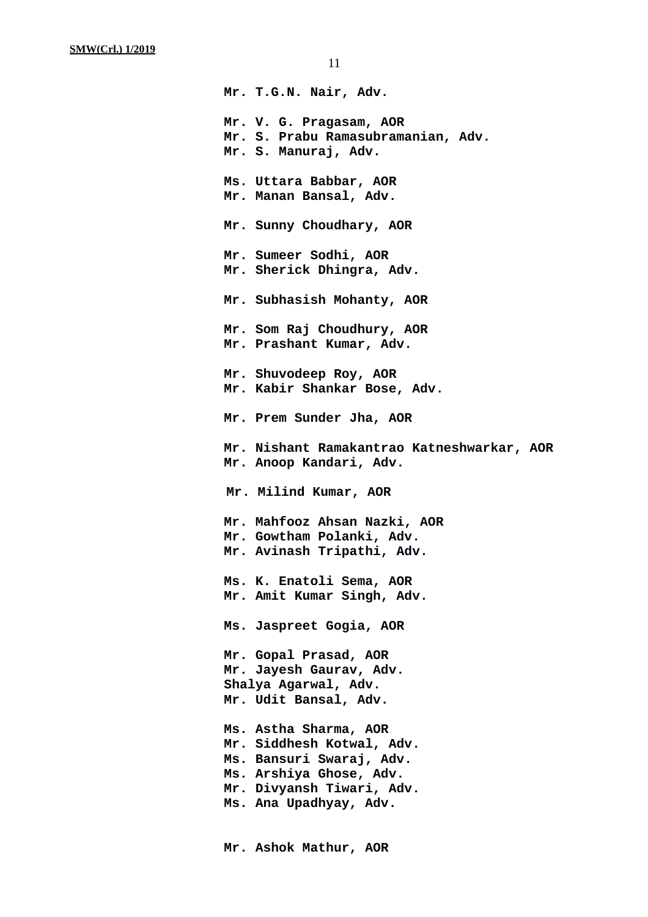**Mr. T.G.N. Nair, Adv.**

**Mr. V. G. Pragasam, AOR**
**Mr. S. Prabu Ramasubramanian, Adv.**
**Mr. S. Manuraj, Adv.**

**Ms. Uttara Babbar, AOR**
**Mr. Manan Bansal, Adv.**

**Mr. Sunny Choudhary, AOR**

**Mr. Sumeer Sodhi, AOR**
**Mr. Sherick Dhingra, Adv.**

**Mr. Subhasish Mohanty, AOR**

**Mr. Som Raj Choudhury, AOR**
**Mr. Prashant Kumar, Adv.**

**Mr. Shuvodeep Roy, AOR**
**Mr. Kabir Shankar Bose, Adv.**

**Mr. Prem Sunder Jha, AOR**

**Mr. Nishant Ramakantrao Katneshwarkar, AOR**
**Mr. Anoop Kandari, Adv.**

**Mr. Milind Kumar, AOR**

**Mr. Mahfooz Ahsan Nazki, AOR**
**Mr. Gowtham Polanki, Adv.**
**Mr. Avinash Tripathi, Adv.**

**Ms. K. Enatoli Sema, AOR**
**Mr. Amit Kumar Singh, Adv.**

**Ms. Jaspreet Gogia, AOR**

**Mr. Gopal Prasad, AOR**
**Mr. Jayesh Gaurav, Adv.**
**Shalya Agarwal, Adv.**
**Mr. Udit Bansal, Adv.**

**Ms. Astha Sharma, AOR**
**Mr. Siddhesh Kotwal, Adv.**
**Ms. Bansuri Swaraj, Adv.**
**Ms. Arshiya Ghose, Adv.**
**Mr. Divyansh Tiwari, Adv.**
**Ms. Ana Upadhyay, Adv.**

**Mr. Ashok Mathur, AOR**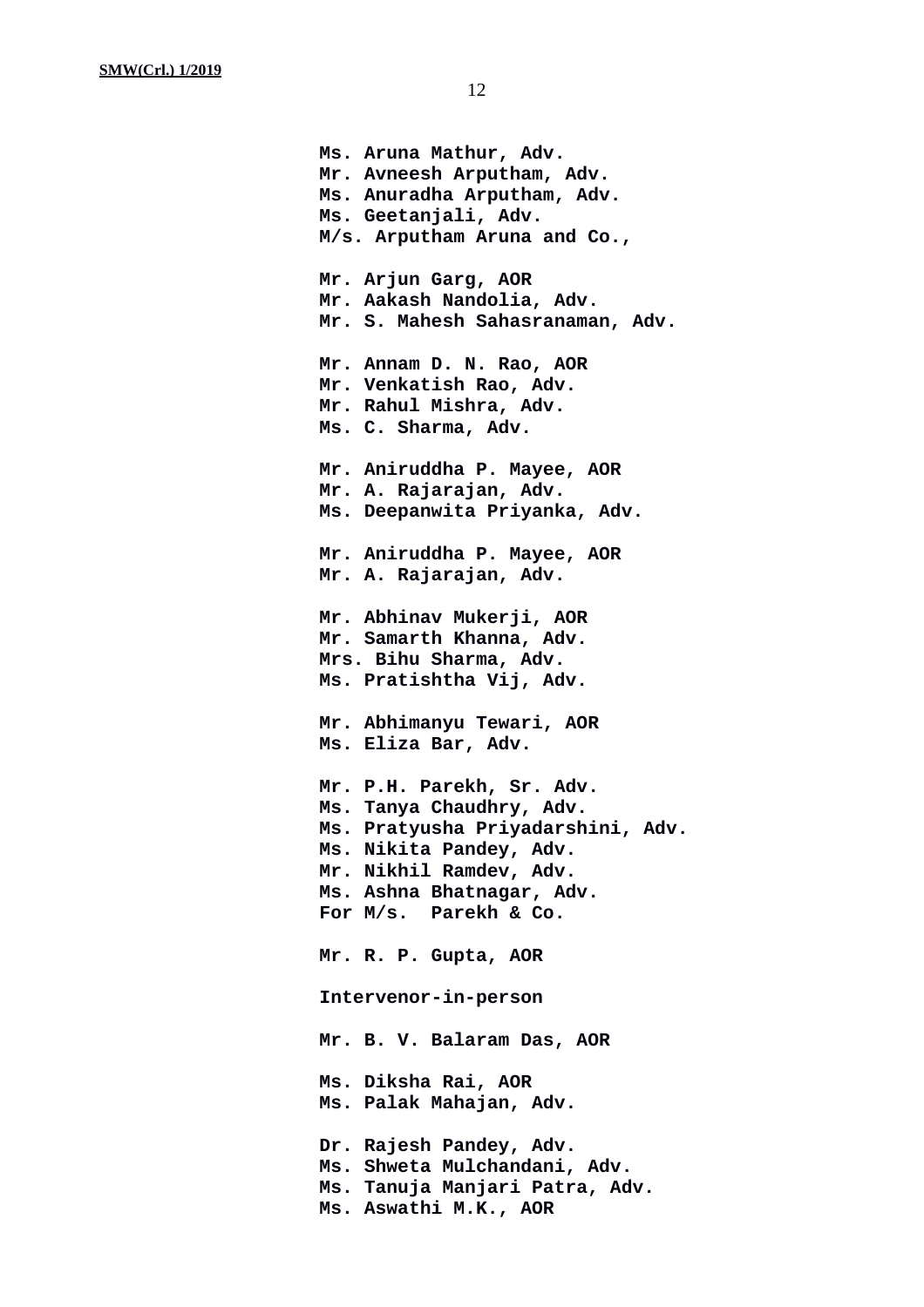**Ms. Aruna Mathur, Adv.**
**Mr. Avneesh Arputham, Adv.**
**Ms. Anuradha Arputham, Adv.**
**Ms. Geetanjali, Adv.**
**M/s. Arputham Aruna and Co.,**

**Mr. Arjun Garg, AOR**
**Mr. Aakash Nandolia, Adv.**
**Mr. S. Mahesh Sahasranaman, Adv.**

**Mr. Annam D. N. Rao, AOR**
**Mr. Venkatish Rao, Adv.**
**Mr. Rahul Mishra, Adv.**
**Ms. C. Sharma, Adv.**

**Mr. Aniruddha P. Mayee, AOR**
**Mr. A. Rajarajan, Adv.**
**Ms. Deepanwita Priyanka, Adv.**

**Mr. Aniruddha P. Mayee, AOR**
**Mr. A. Rajarajan, Adv.**

**Mr. Abhinav Mukerji, AOR**
**Mr. Samarth Khanna, Adv.**
**Mrs. Bihu Sharma, Adv.**
**Ms. Pratishtha Vij, Adv.**

**Mr. Abhimanyu Tewari, AOR**
**Ms. Eliza Bar, Adv.**

**Mr. P.H. Parekh, Sr. Adv.**
**Ms. Tanya Chaudhry, Adv.**
**Ms. Pratyusha Priyadarshini, Adv.**
**Ms. Nikita Pandey, Adv.**
**Mr. Nikhil Ramdev, Adv.**
**Ms. Ashna Bhatnagar, Adv.**
**For M/s. Parekh & Co.**

**Mr. R. P. Gupta, AOR**

**Intervenor-in-person**

**Mr. B. V. Balaram Das, AOR**

**Ms. Diksha Rai, AOR**
**Ms. Palak Mahajan, Adv.**

**Dr. Rajesh Pandey, Adv.**
**Ms. Shweta Mulchandani, Adv.**
**Ms. Tanuja Manjari Patra, Adv.**
**Ms. Aswathi M.K., AOR**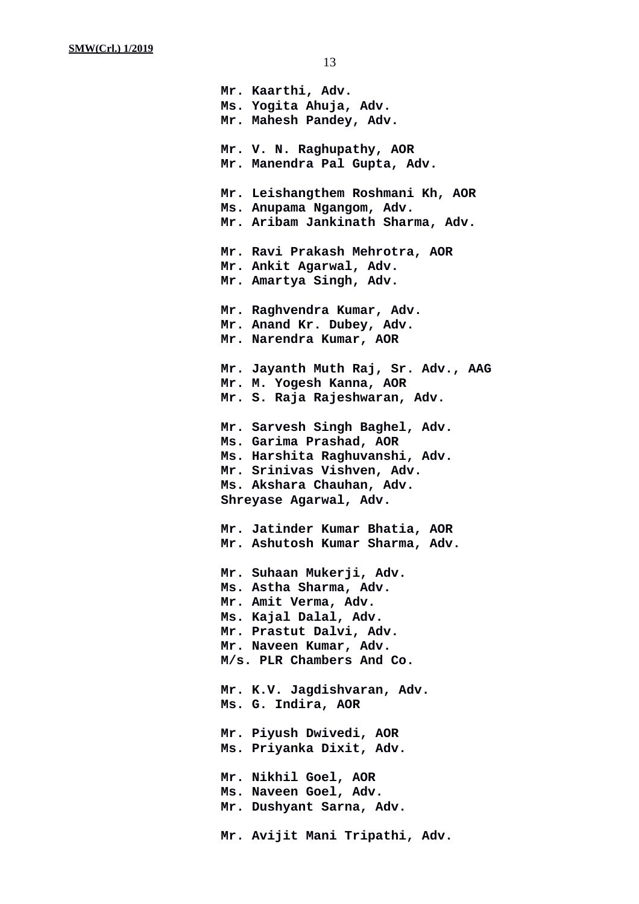**Mr. Kaarthi, Adv.**
**Ms. Yogita Ahuja, Adv.**
**Mr. Mahesh Pandey, Adv.**

**Mr. V. N. Raghupathy, AOR**
**Mr. Manendra Pal Gupta, Adv.**

**Mr. Leishangthem Roshmani Kh, AOR**
**Ms. Anupama Ngangom, Adv.**
**Mr. Aribam Jankinath Sharma, Adv.**

**Mr. Ravi Prakash Mehrotra, AOR**
**Mr. Ankit Agarwal, Adv.**
**Mr. Amartya Singh, Adv.**

**Mr. Raghvendra Kumar, Adv.**
**Mr. Anand Kr. Dubey, Adv.**
**Mr. Narendra Kumar, AOR**

**Mr. Jayanth Muth Raj, Sr. Adv., AAG**
**Mr. M. Yogesh Kanna, AOR**
**Mr. S. Raja Rajeshwaran, Adv.**

**Mr. Sarvesh Singh Baghel, Adv.**
**Ms. Garima Prashad, AOR**
**Ms. Harshita Raghuvanshi, Adv.**
**Mr. Srinivas Vishven, Adv.**
**Ms. Akshara Chauhan, Adv.**
**Shreyase Agarwal, Adv.**

**Mr. Jatinder Kumar Bhatia, AOR**
**Mr. Ashutosh Kumar Sharma, Adv.**

**Mr. Suhaan Mukerji, Adv.**
**Ms. Astha Sharma, Adv.**
**Mr. Amit Verma, Adv.**
**Ms. Kajal Dalal, Adv.**
**Mr. Prastut Dalvi, Adv.**
**Mr. Naveen Kumar, Adv.**
**M/s. PLR Chambers And Co.**

**Mr. K.V. Jagdishvaran, Adv.**
**Ms. G. Indira, AOR**

**Mr. Piyush Dwivedi, AOR**
**Ms. Priyanka Dixit, Adv.**

**Mr. Nikhil Goel, AOR**
**Ms. Naveen Goel, Adv.**
**Mr. Dushyant Sarna, Adv.**

**Mr. Avijit Mani Tripathi, Adv.**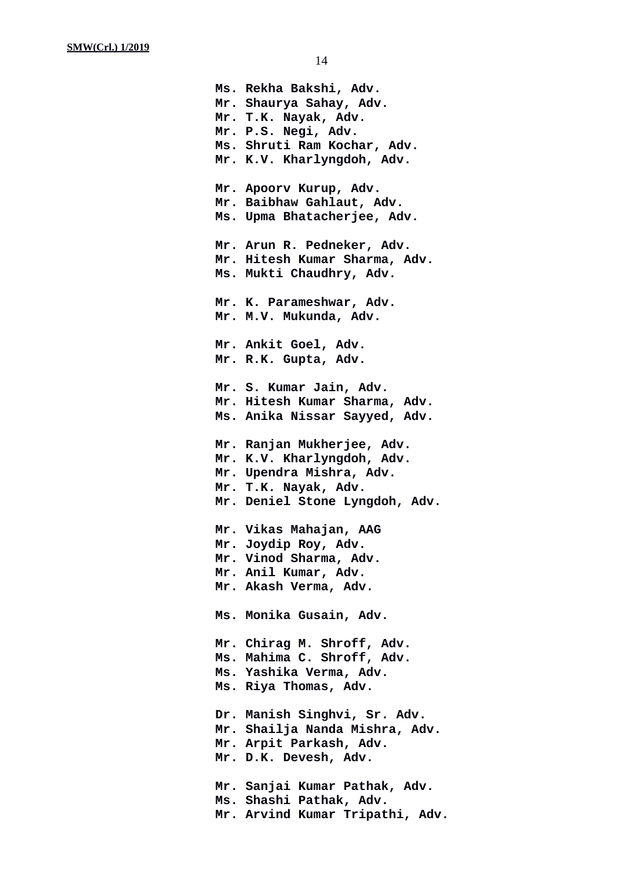**Ms. Rekha Bakshi, Adv.**
**Mr. Shaurya Sahay, Adv.**
**Mr. T.K. Nayak, Adv.**
**Mr. P.S. Negi, Adv.**
**Ms. Shruti Ram Kochar, Adv.**
**Mr. K.V. Kharlyngdoh, Adv.**

**Mr. Apoorv Kurup, Adv.**
**Mr. Baibhaw Gahlaut, Adv.**
**Ms. Upma Bhatacherjee, Adv.**

**Mr. Arun R. Pedneker, Adv.**
**Mr. Hitesh Kumar Sharma, Adv.**
**Ms. Mukti Chaudhry, Adv.**

**Mr. K. Parameshwar, Adv.**
**Mr. M.V. Mukunda, Adv.**

**Mr. Ankit Goel, Adv.**
**Mr. R.K. Gupta, Adv.**

**Mr. S. Kumar Jain, Adv.**
**Mr. Hitesh Kumar Sharma, Adv.**
**Ms. Anika Nissar Sayyed, Adv.**

**Mr. Ranjan Mukherjee, Adv.**
**Mr. K.V. Kharlyngdoh, Adv.**
**Mr. Upendra Mishra, Adv.**
**Mr. T.K. Nayak, Adv.**
**Mr. Deniel Stone Lyngdoh, Adv.**

**Mr. Vikas Mahajan, AAG**
**Mr. Joydip Roy, Adv.**
**Mr. Vinod Sharma, Adv.**
**Mr. Anil Kumar, Adv.**
**Mr. Akash Verma, Adv.**

**Ms. Monika Gusain, Adv.**

**Mr. Chirag M. Shroff, Adv.**
**Ms. Mahima C. Shroff, Adv.**
**Ms. Yashika Verma, Adv.**
**Ms. Riya Thomas, Adv.**

**Dr. Manish Singhvi, Sr. Adv.**
**Mr. Shailja Nanda Mishra, Adv.**
**Mr. Arpit Parkash, Adv.**
**Mr. D.K. Devesh, Adv.**

**Mr. Sanjai Kumar Pathak, Adv.**
**Ms. Shashi Pathak, Adv.**
**Mr. Arvind Kumar Tripathi, Adv.**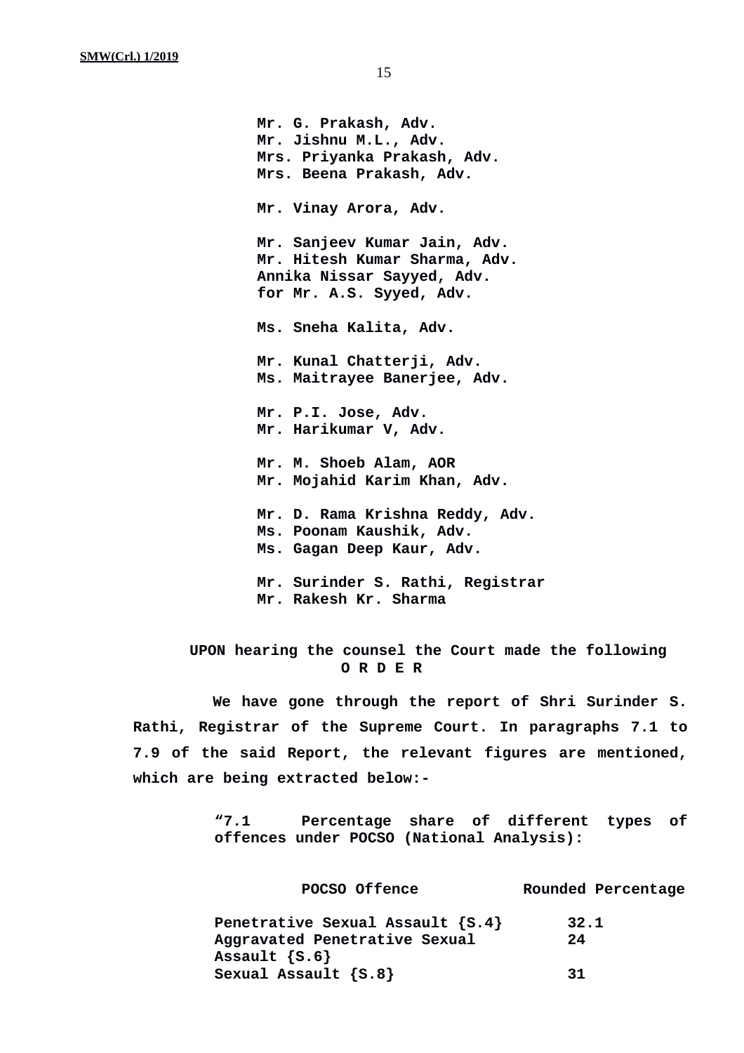**Mr. G. Prakash, Adv.**
**Mr. Jishnu M.L., Adv.**
**Mrs. Priyanka Prakash, Adv.**
**Mrs. Beena Prakash, Adv.**

**Mr. Vinay Arora, Adv.**

**Mr. Sanjeev Kumar Jain, Adv.**
**Mr. Hitesh Kumar Sharma, Adv.**
**Annika Nissar Sayyed, Adv.**
**for Mr. A.S. Syyed, Adv.**

**Ms. Sneha Kalita, Adv.**

**Mr. Kunal Chatterji, Adv.**
**Ms. Maitrayee Banerjee, Adv.**

**Mr. P.I. Jose, Adv.**
**Mr. Harikumar V, Adv.**

**Mr. M. Shoeb Alam, AOR**
**Mr. Mojahid Karim Khan, Adv.**

**Mr. D. Rama Krishna Reddy, Adv.**
**Ms. Poonam Kaushik, Adv.**
**Ms. Gagan Deep Kaur, Adv.**

**Mr. Surinder S. Rathi, Registrar**
**Mr. Rakesh Kr. Sharma**

**UPON hearing the counsel the Court made the following**

**O R D E R**

**We have gone through the report of Shri Surinder S. Rathi, Registrar of the Supreme Court. In paragraphs 7.1 to 7.9 of the said Report, the relevant figures are mentioned, which are being extracted below:-**

**"7.1 Percentage share of different types of offences under POCSO (National Analysis):**

| POCSO Offence | Rounded Percentage |
|---|---|
| Penetrative Sexual Assault {S.4} | 32.1 |
| Aggravated Penetrative Sexual Assault {S.6} | 24 |
| Sexual Assault {S.8} | 31 |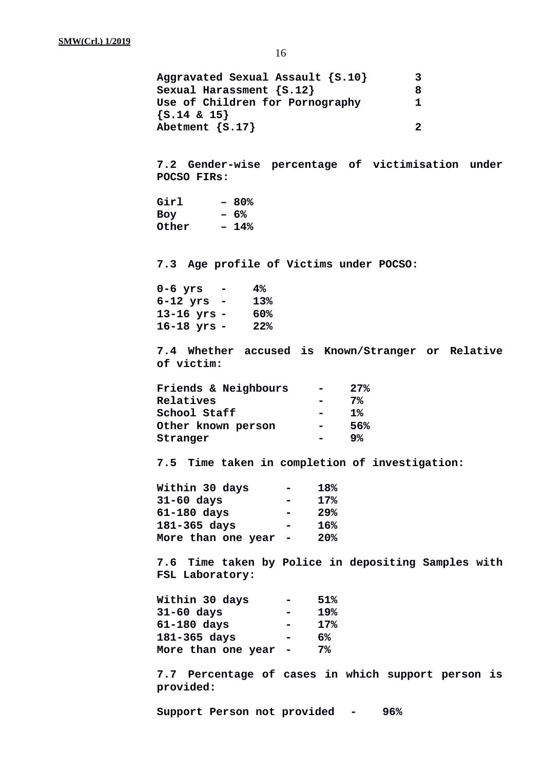| | |
|---|---|
| **Aggravated Sexual Assault {S.10}** | **3** |
| **Sexual Harassment {S.12}** | **8** |
| **Use of Children for Pornography {S.14 & 15}** | **1** |
| **Abetment {S.17}** | **2** |

**7.2 Gender-wise percentage of victimisation under POCSO FIRs:**

**Girl – 80%**
**Boy – 6%**
**Other – 14%**

**7.3 Age profile of Victims under POCSO:**

**0-6 yrs - 4%**
**6-12 yrs - 13%**
**13-16 yrs - 60%**
**16-18 yrs - 22%**

**7.4 Whether accused is Known/Stranger or Relative of victim:**

**Friends & Neighbours - 27%**
**Relatives - 7%**
**School Staff - 1%**
**Other known person - 56%**
**Stranger - 9%**

**7.5 Time taken in completion of investigation:**

**Within 30 days - 18%**
**31-60 days - 17%**
**61-180 days - 29%**
**181-365 days - 16%**
**More than one year - 20%**

**7.6 Time taken by Police in depositing Samples with FSL Laboratory:**

**Within 30 days - 51%**
**31-60 days - 19%**
**61-180 days - 17%**
**181-365 days - 6%**
**More than one year - 7%**

**7.7 Percentage of cases in which support person is provided:**

**Support Person not provided - 96%**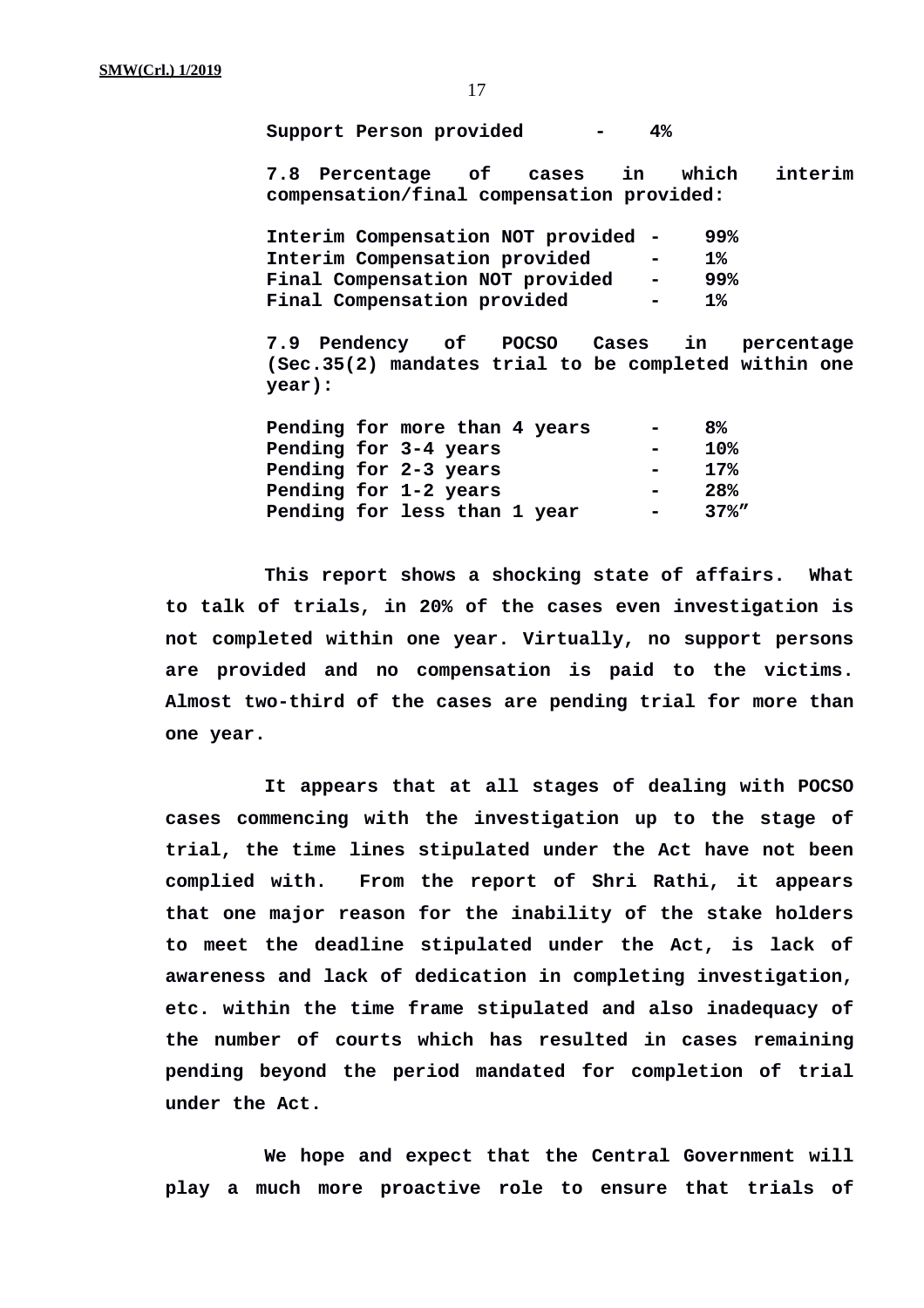**Support Person provided - 4%**

**7.8 Percentage of cases in which interim compensation/final compensation provided:**

| | | |
|---|---|---|
| **Interim Compensation NOT provided** | **-** | **99%** |
| **Interim Compensation provided** | **-** | **1%** |
| **Final Compensation NOT provided** | **-** | **99%** |
| **Final Compensation provided** | **-** | **1%** |

**7.9 Pendency of POCSO Cases in percentage (Sec.35(2) mandates trial to be completed within one year):**

| | | |
|---|---|---|
| **Pending for more than 4 years** | **-** | **8%** |
| **Pending for 3-4 years** | **-** | **10%** |
| **Pending for 2-3 years** | **-** | **17%** |
| **Pending for 1-2 years** | **-** | **28%** |
| **Pending for less than 1 year** | **-** | **37%”** |

**This report shows a shocking state of affairs. What to talk of trials, in 20% of the cases even investigation is not completed within one year. Virtually, no support persons are provided and no compensation is paid to the victims. Almost two-third of the cases are pending trial for more than one year.**

**It appears that at all stages of dealing with POCSO cases commencing with the investigation up to the stage of trial, the time lines stipulated under the Act have not been complied with. From the report of Shri Rathi, it appears that one major reason for the inability of the stake holders to meet the deadline stipulated under the Act, is lack of awareness and lack of dedication in completing investigation, etc. within the time frame stipulated and also inadequacy of the number of courts which has resulted in cases remaining pending beyond the period mandated for completion of trial under the Act.**

**We hope and expect that the Central Government will play a much more proactive role to ensure that trials of**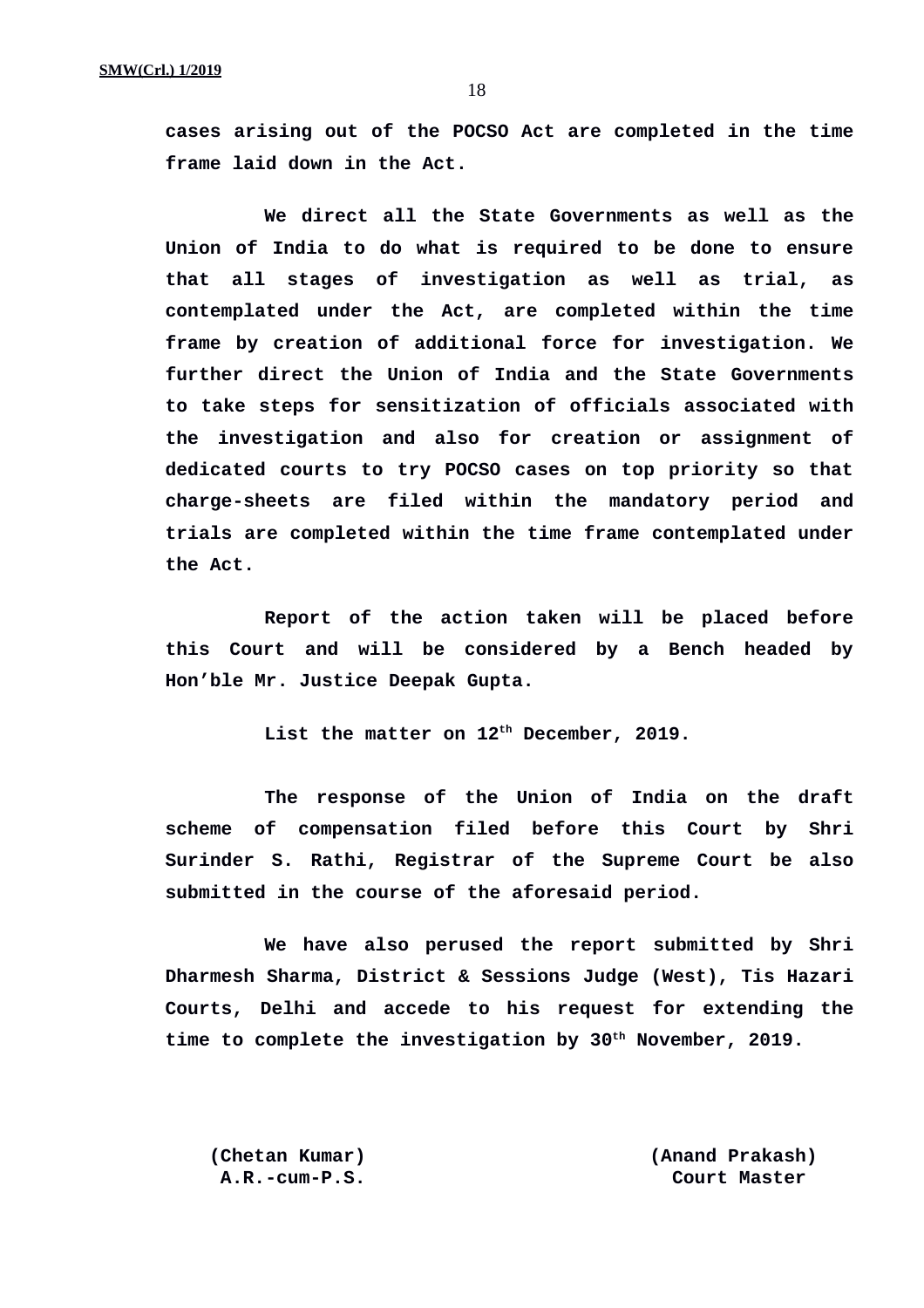**cases arising out of the POCSO Act are completed in the time frame laid down in the Act.**

**We direct all the State Governments as well as the Union of India to do what is required to be done to ensure that all stages of investigation as well as trial, as contemplated under the Act, are completed within the time frame by creation of additional force for investigation. We further direct the Union of India and the State Governments to take steps for sensitization of officials associated with the investigation and also for creation or assignment of dedicated courts to try POCSO cases on top priority so that charge-sheets are filed within the mandatory period and trials are completed within the time frame contemplated under the Act.**

**Report of the action taken will be placed before this Court and will be considered by a Bench headed by Hon'ble Mr. Justice Deepak Gupta.**

**List the matter on 12th December, 2019.**

**The response of the Union of India on the draft scheme of compensation filed before this Court by Shri Surinder S. Rathi, Registrar of the Supreme Court be also submitted in the course of the aforesaid period.**

**We have also perused the report submitted by Shri Dharmesh Sharma, District & Sessions Judge (West), Tis Hazari Courts, Delhi and accede to his request for extending the time to complete the investigation by 30th November, 2019.**

**(Chetan Kumar)**
**A.R.-cum-P.S.**

**(Anand Prakash)**
**Court Master**